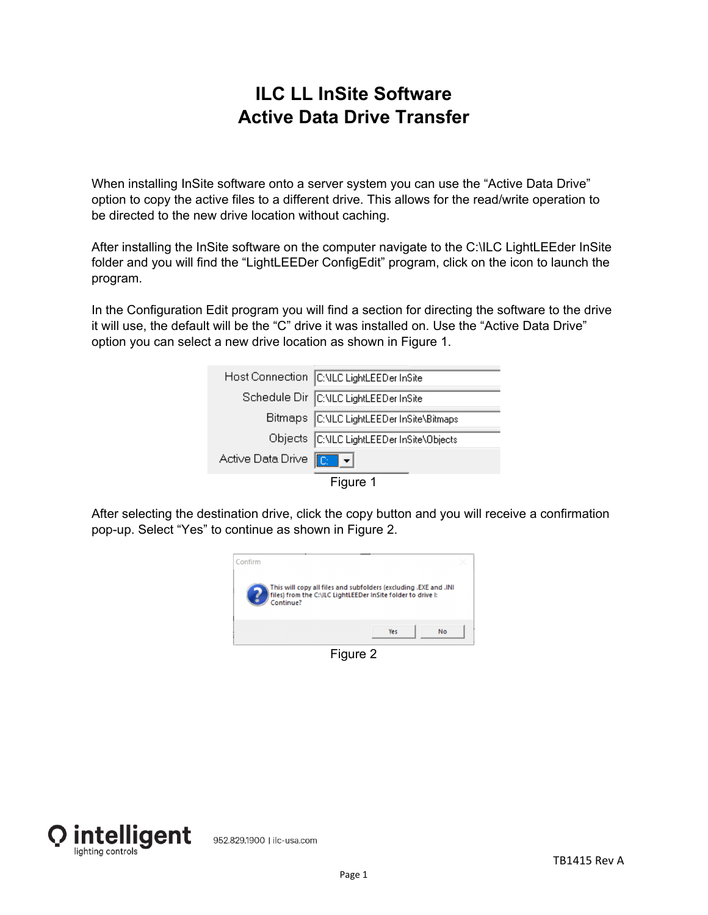# ILC LL InSite Software
# Active Data Drive Transfer

When installing InSite software onto a server system you can use the "Active Data Drive" option to copy the active files to a different drive. This allows for the read/write operation to be directed to the new drive location without caching.

After installing the InSite software on the computer navigate to the C:\ILC LightLEEder InSite folder and you will find the "LightLEEDer ConfigEdit" program, click on the icon to launch the program.

In the Configuration Edit program you will find a section for directing the software to the drive it will use, the default will be the "C" drive it was installed on. Use the "Active Data Drive" option you can select a new drive location as shown in Figure 1.

| | |
|---|---|
| Host Connection | C:\ILC LightLEEDer InSite |
| Schedule Dir | C:\ILC LightLEEDer InSite |
| Bitmaps | C:\ILC LightLEEDer InSite\Bitmaps |
| Objects | C:\ILC LightLEEDer InSite\Objects |
| Active Data Drive | C: |

Figure 1

After selecting the destination drive, click the copy button and you will receive a confirmation pop-up. Select "Yes" to continue as shown in Figure 2.

Confirm

This will copy all files and subfolders (excluding .EXE and .INI files) from the C:\ILC LightLEEDer InSite folder to drive I: Continue?

Yes | No

Figure 2

intelligent lighting controls

952.829.1900 | ilc-usa.com

TB1415 Rev A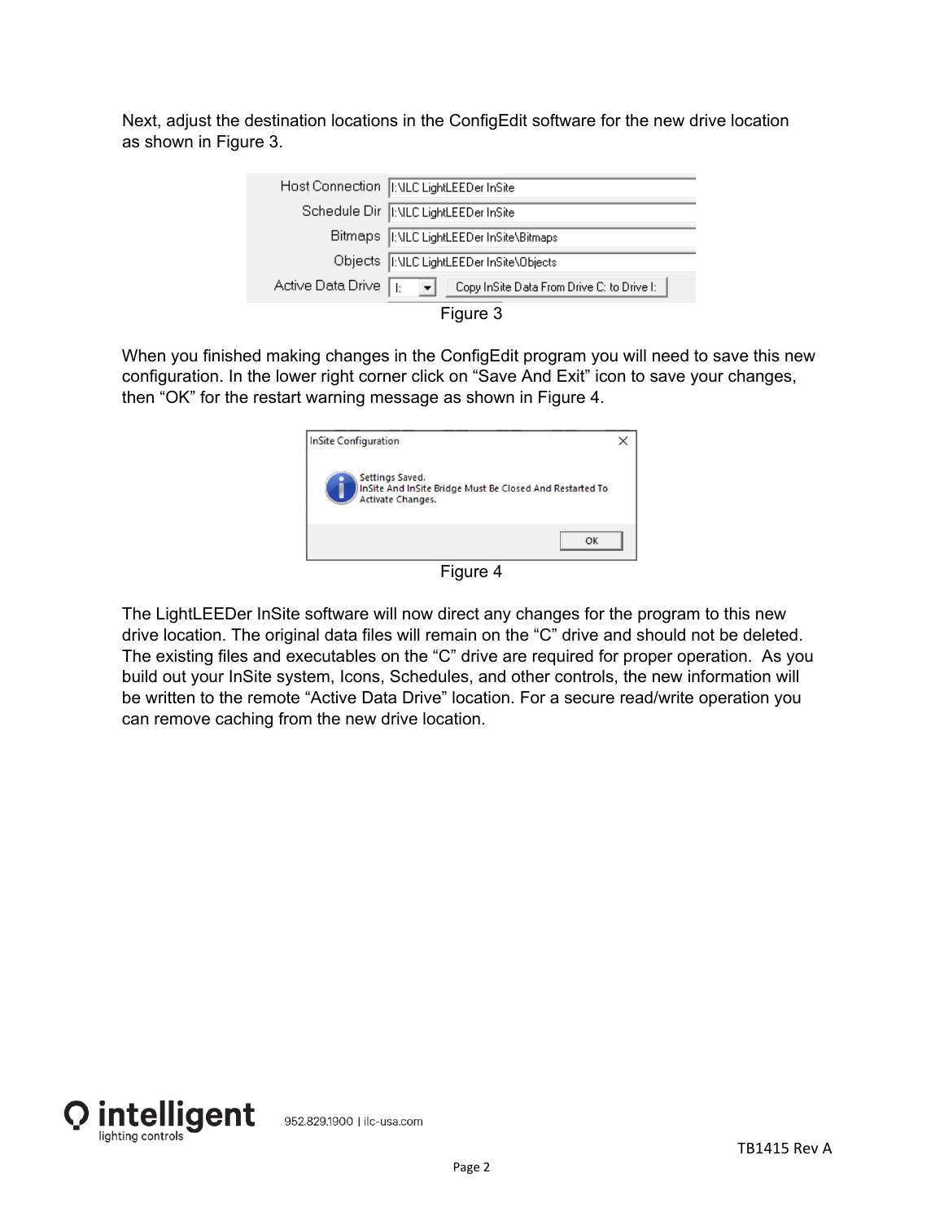Next, adjust the destination locations in the ConfigEdit software for the new drive location as shown in Figure 3.

Host Connection I:\ILC LightLEEDer InSite
Schedule Dir I:\ILC LightLEEDer InSite
Bitmaps I:\ILC LightLEEDer InSite\Bitmaps
Objects I:\ILC LightLEEDer InSite\Objects
Active Data Drive I: Copy InSite Data From Drive C: to Drive I:

Figure 3

When you finished making changes in the ConfigEdit program you will need to save this new configuration. In the lower right corner click on "Save And Exit" icon to save your changes, then "OK" for the restart warning message as shown in Figure 4.

InSite Configuration
Settings Saved.
InSite And InSite Bridge Must Be Closed And Restarted To Activate Changes.
OK

Figure 4

The LightLEEDer InSite software will now direct any changes for the program to this new drive location. The original data files will remain on the "C" drive and should not be deleted. The existing files and executables on the "C" drive are required for proper operation. As you build out your InSite system, Icons, Schedules, and other controls, the new information will be written to the remote "Active Data Drive" location. For a secure read/write operation you can remove caching from the new drive location.

intelligent lighting controls 952.829.1900 | ilc-usa.com

TB1415 Rev A